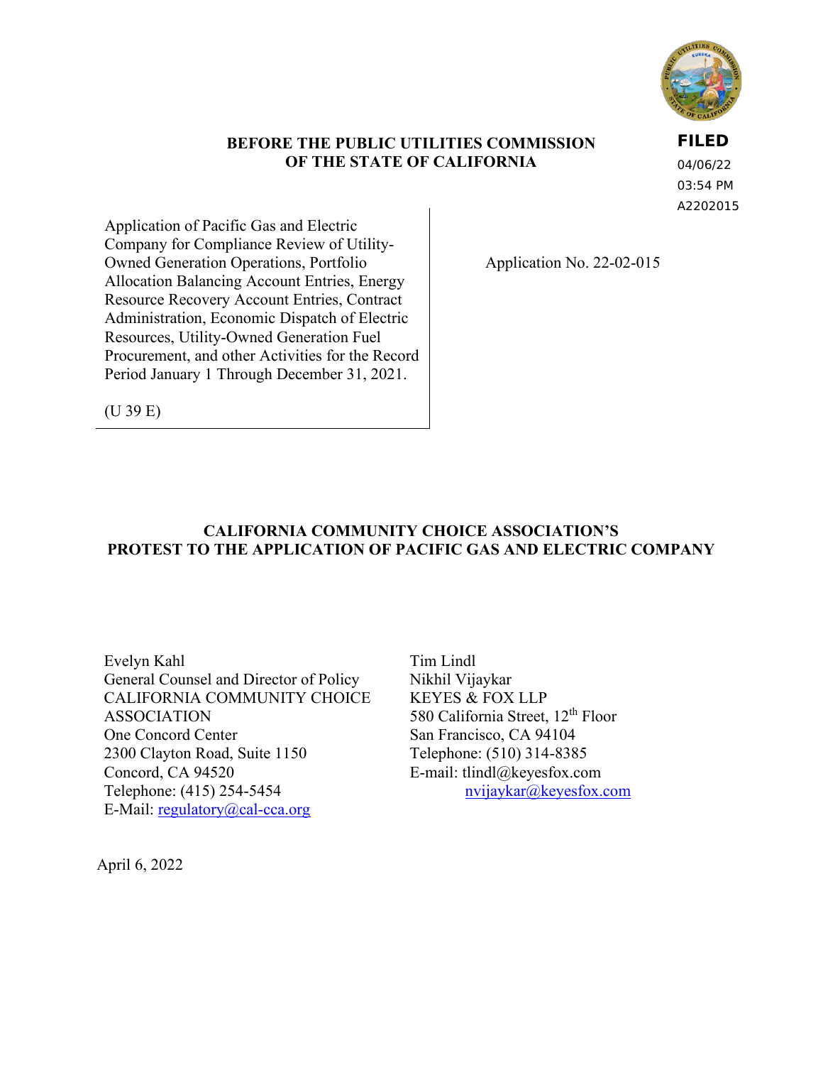FILED
04/06/22
03:54 PM
A2202015

**BEFORE THE PUBLIC UTILITIES COMMISSION OF THE STATE OF CALIFORNIA**

| | |
|---|---|
| Application of Pacific Gas and Electric Company for Compliance Review of Utility-Owned Generation Operations, Portfolio Allocation Balancing Account Entries, Energy Resource Recovery Account Entries, Contract Administration, Economic Dispatch of Electric Resources, Utility-Owned Generation Fuel Procurement, and other Activities for the Record Period January 1 Through December 31, 2021.<br><br>(U 39 E) | Application No. 22-02-015 |

**CALIFORNIA COMMUNITY CHOICE ASSOCIATION'S PROTEST TO THE APPLICATION OF PACIFIC GAS AND ELECTRIC COMPANY**

Evelyn Kahl
General Counsel and Director of Policy
CALIFORNIA COMMUNITY CHOICE ASSOCIATION
One Concord Center
2300 Clayton Road, Suite 1150
Concord, CA 94520
Telephone: (415) 254-5454
E-Mail: regulatory@cal-cca.org

Tim Lindl
Nikhil Vijaykar
KEYES & FOX LLP
580 California Street, 12th Floor
San Francisco, CA 94104
Telephone: (510) 314-8385
E-mail: tlindl@keyesfox.com
nvijaykar@keyesfox.com

April 6, 2022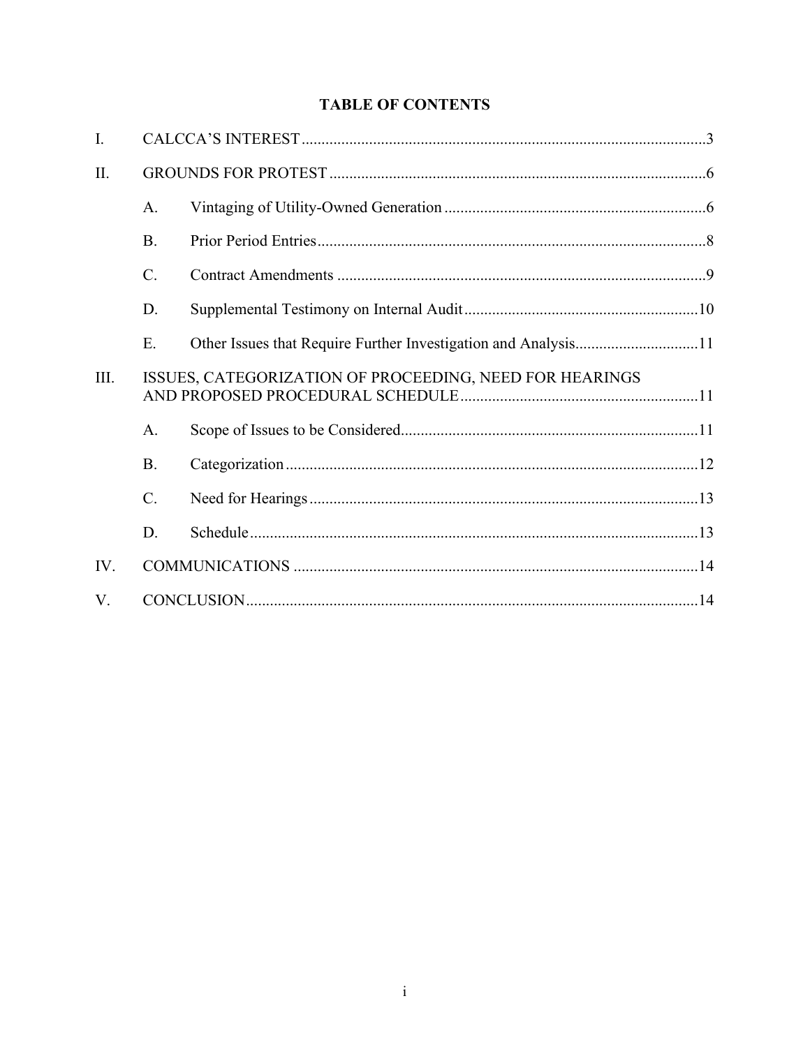# TABLE OF CONTENTS

I. CALCCA'S INTEREST ..... 3

II. GROUNDS FOR PROTEST ..... 6

- A. Vintaging of Utility-Owned Generation ..... 6
- B. Prior Period Entries ..... 8
- C. Contract Amendments ..... 9
- D. Supplemental Testimony on Internal Audit ..... 10
- E. Other Issues that Require Further Investigation and Analysis ..... 11

III. ISSUES, CATEGORIZATION OF PROCEEDING, NEED FOR HEARINGS AND PROPOSED PROCEDURAL SCHEDULE ..... 11

- A. Scope of Issues to be Considered ..... 11
- B. Categorization ..... 12
- C. Need for Hearings ..... 13
- D. Schedule ..... 13

IV. COMMUNICATIONS ..... 14

V. CONCLUSION ..... 14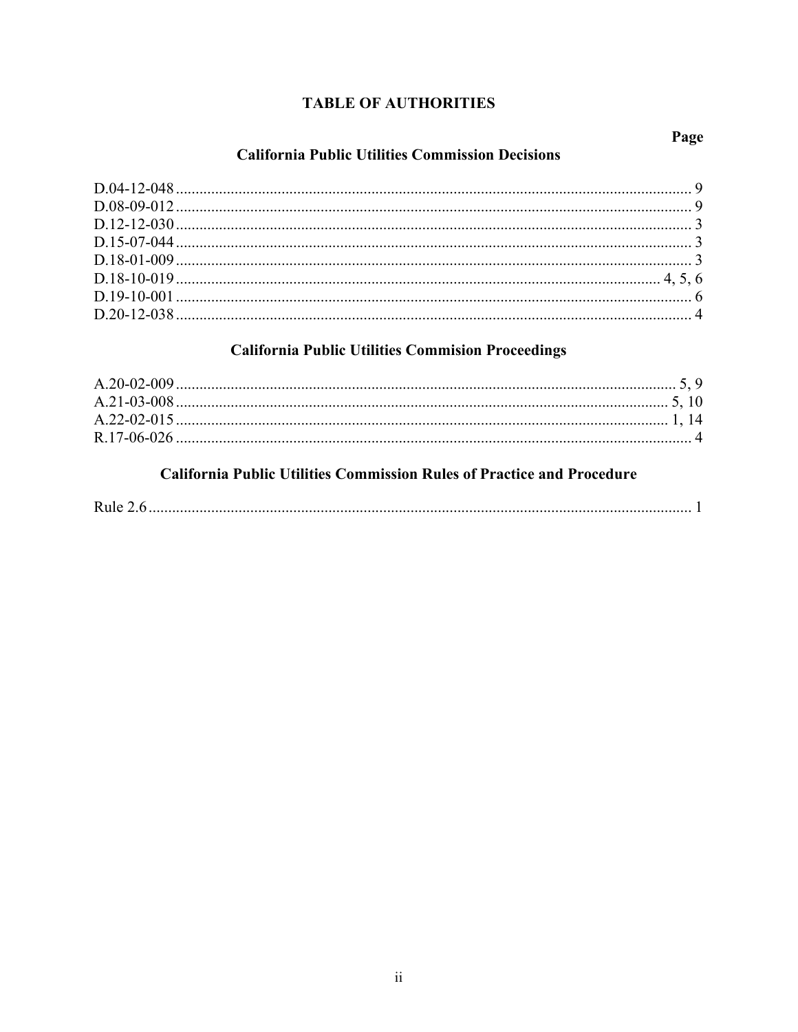# TABLE OF AUTHORITIES

**Page**

## California Public Utilities Commission Decisions

D.04-12-048 .................................................. 9
D.08-09-012 .................................................. 9
D.12-12-030 .................................................. 3
D.15-07-044 .................................................. 3
D.18-01-009 .................................................. 3
D.18-10-019 .................................................. 4, 5, 6
D.19-10-001 .................................................. 6
D.20-12-038 .................................................. 4

## California Public Utilities Commision Proceedings

A.20-02-009 .................................................. 5, 9
A.21-03-008 .................................................. 5, 10
A.22-02-015 .................................................. 1, 14
R.17-06-026 .................................................. 4

## California Public Utilities Commission Rules of Practice and Procedure

Rule 2.6 .................................................. 1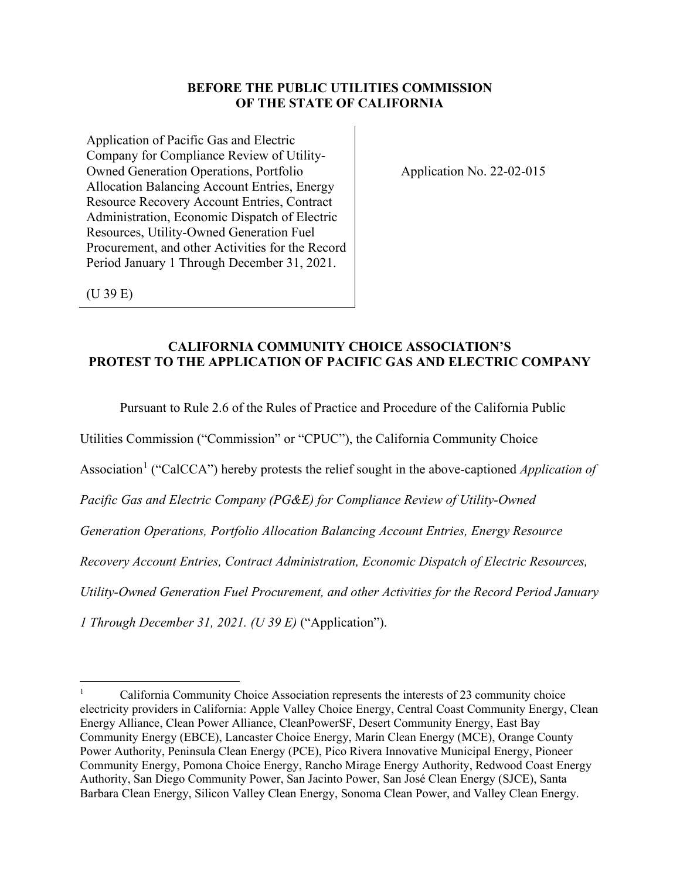**BEFORE THE PUBLIC UTILITIES COMMISSION OF THE STATE OF CALIFORNIA**

| | |
|---|---|
| Application of Pacific Gas and Electric Company for Compliance Review of Utility-Owned Generation Operations, Portfolio Allocation Balancing Account Entries, Energy Resource Recovery Account Entries, Contract Administration, Economic Dispatch of Electric Resources, Utility-Owned Generation Fuel Procurement, and other Activities for the Record Period January 1 Through December 31, 2021.<br><br>(U 39 E) | Application No. 22-02-015 |

**CALIFORNIA COMMUNITY CHOICE ASSOCIATION'S PROTEST TO THE APPLICATION OF PACIFIC GAS AND ELECTRIC COMPANY**

Pursuant to Rule 2.6 of the Rules of Practice and Procedure of the California Public Utilities Commission ("Commission" or "CPUC"), the California Community Choice Association[1] ("CalCCA") hereby protests the relief sought in the above-captioned *Application of Pacific Gas and Electric Company (PG&E) for Compliance Review of Utility-Owned Generation Operations, Portfolio Allocation Balancing Account Entries, Energy Resource Recovery Account Entries, Contract Administration, Economic Dispatch of Electric Resources, Utility-Owned Generation Fuel Procurement, and other Activities for the Record Period January 1 Through December 31, 2021. (U 39 E)* ("Application").

---

[1] California Community Choice Association represents the interests of 23 community choice electricity providers in California: Apple Valley Choice Energy, Central Coast Community Energy, Clean Energy Alliance, Clean Power Alliance, CleanPowerSF, Desert Community Energy, East Bay Community Energy (EBCE), Lancaster Choice Energy, Marin Clean Energy (MCE), Orange County Power Authority, Peninsula Clean Energy (PCE), Pico Rivera Innovative Municipal Energy, Pioneer Community Energy, Pomona Choice Energy, Rancho Mirage Energy Authority, Redwood Coast Energy Authority, San Diego Community Power, San Jacinto Power, San José Clean Energy (SJCE), Santa Barbara Clean Energy, Silicon Valley Clean Energy, Sonoma Clean Power, and Valley Clean Energy.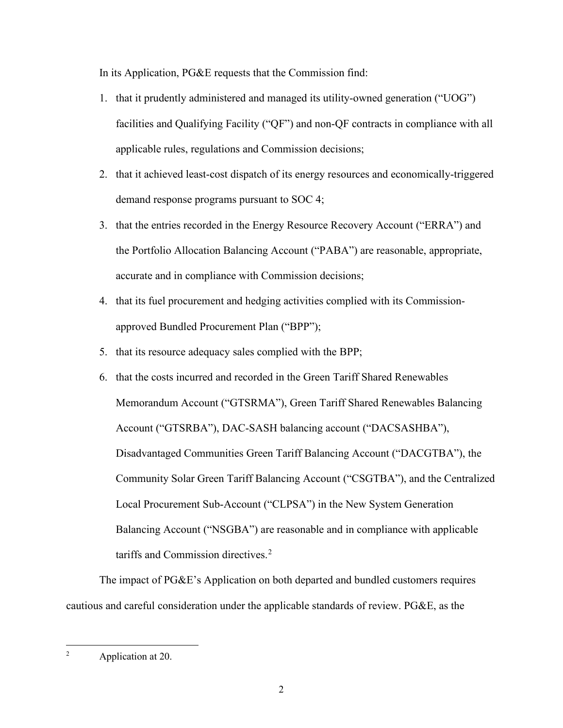In its Application, PG&E requests that the Commission find:

1. that it prudently administered and managed its utility-owned generation ("UOG") facilities and Qualifying Facility ("QF") and non-QF contracts in compliance with all applicable rules, regulations and Commission decisions;
2. that it achieved least-cost dispatch of its energy resources and economically-triggered demand response programs pursuant to SOC 4;
3. that the entries recorded in the Energy Resource Recovery Account ("ERRA") and the Portfolio Allocation Balancing Account ("PABA") are reasonable, appropriate, accurate and in compliance with Commission decisions;
4. that its fuel procurement and hedging activities complied with its Commission-approved Bundled Procurement Plan ("BPP");
5. that its resource adequacy sales complied with the BPP;
6. that the costs incurred and recorded in the Green Tariff Shared Renewables Memorandum Account ("GTSRMA"), Green Tariff Shared Renewables Balancing Account ("GTSRBA"), DAC-SASH balancing account ("DACSASHBA"), Disadvantaged Communities Green Tariff Balancing Account ("DACGTBA"), the Community Solar Green Tariff Balancing Account ("CSGTBA"), and the Centralized Local Procurement Sub-Account ("CLPSA") in the New System Generation Balancing Account ("NSGBA") are reasonable and in compliance with applicable tariffs and Commission directives.[2]

The impact of PG&E's Application on both departed and bundled customers requires cautious and careful consideration under the applicable standards of review. PG&E, as the

[2] Application at 20.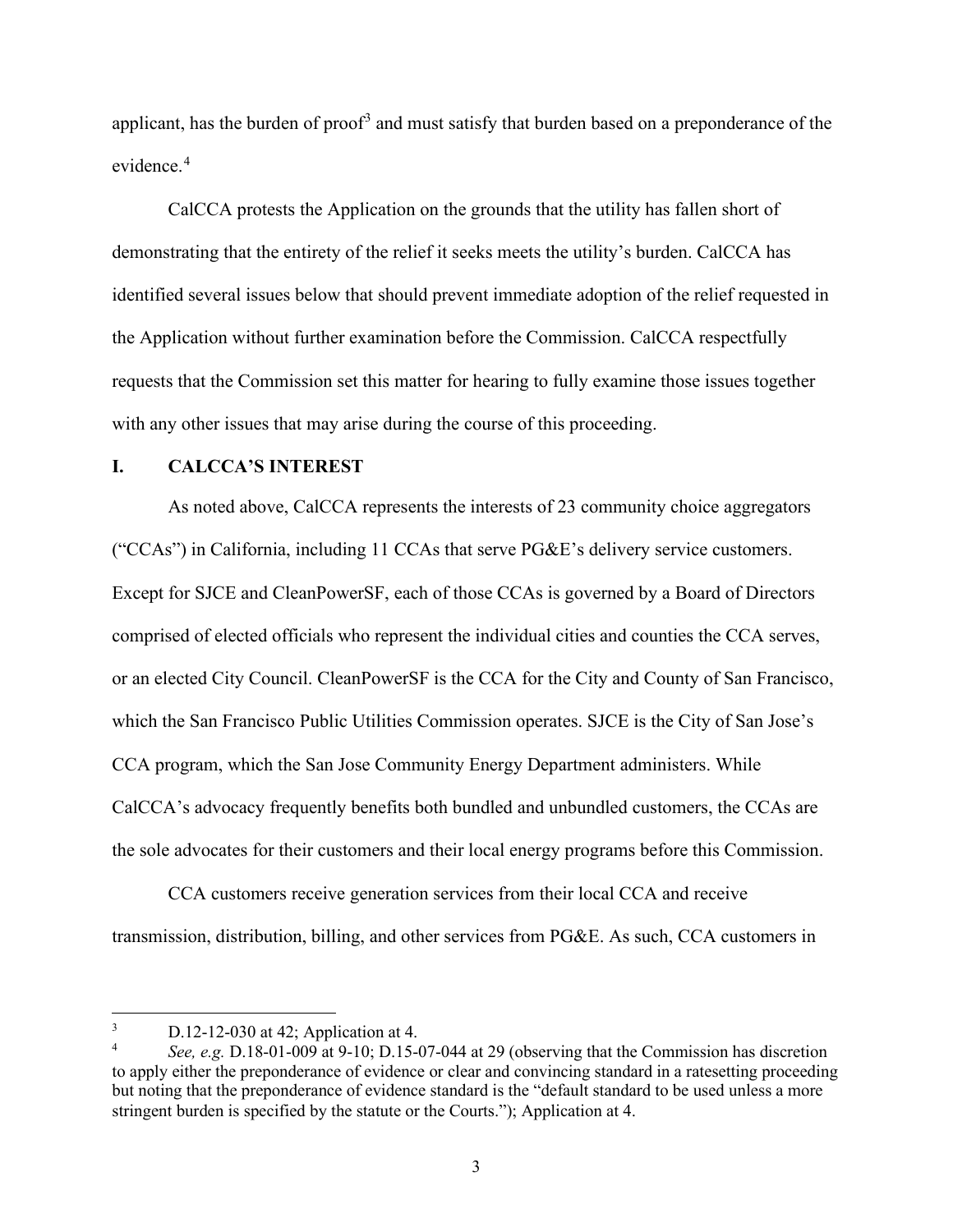applicant, has the burden of proof[3] and must satisfy that burden based on a preponderance of the evidence.[4]

CalCCA protests the Application on the grounds that the utility has fallen short of demonstrating that the entirety of the relief it seeks meets the utility's burden. CalCCA has identified several issues below that should prevent immediate adoption of the relief requested in the Application without further examination before the Commission. CalCCA respectfully requests that the Commission set this matter for hearing to fully examine those issues together with any other issues that may arise during the course of this proceeding.

## I. CALCCA'S INTEREST

As noted above, CalCCA represents the interests of 23 community choice aggregators ("CCAs") in California, including 11 CCAs that serve PG&E's delivery service customers. Except for SJCE and CleanPowerSF, each of those CCAs is governed by a Board of Directors comprised of elected officials who represent the individual cities and counties the CCA serves, or an elected City Council. CleanPowerSF is the CCA for the City and County of San Francisco, which the San Francisco Public Utilities Commission operates. SJCE is the City of San Jose's CCA program, which the San Jose Community Energy Department administers. While CalCCA's advocacy frequently benefits both bundled and unbundled customers, the CCAs are the sole advocates for their customers and their local energy programs before this Commission.

CCA customers receive generation services from their local CCA and receive transmission, distribution, billing, and other services from PG&E. As such, CCA customers in

---

[3] D.12-12-030 at 42; Application at 4.

[4] *See, e.g.* D.18-01-009 at 9-10; D.15-07-044 at 29 (observing that the Commission has discretion to apply either the preponderance of evidence or clear and convincing standard in a ratesetting proceeding but noting that the preponderance of evidence standard is the "default standard to be used unless a more stringent burden is specified by the statute or the Courts."); Application at 4.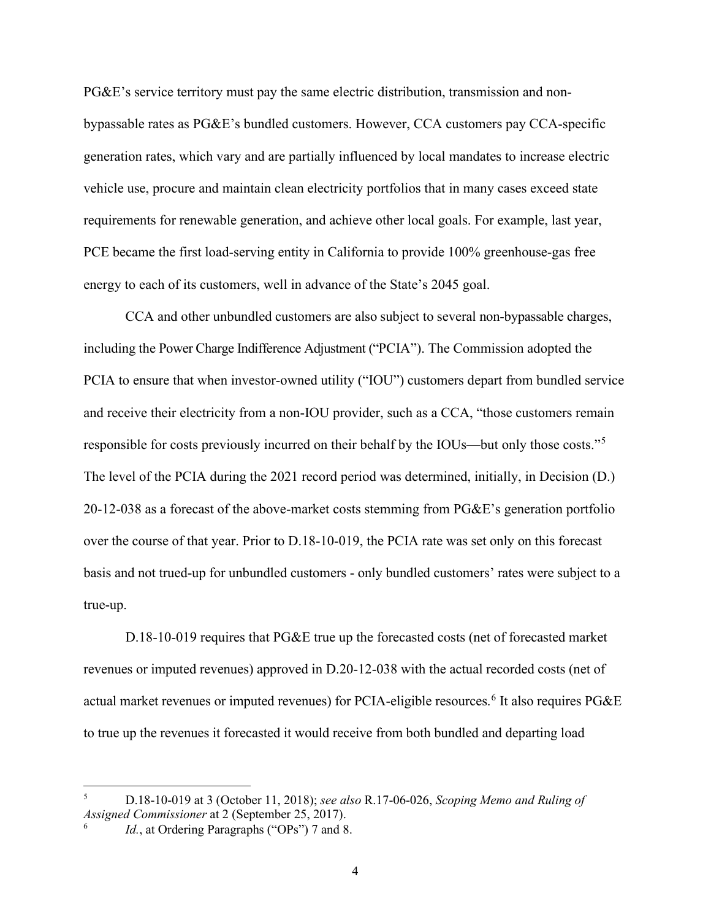PG&E's service territory must pay the same electric distribution, transmission and non-bypassable rates as PG&E's bundled customers. However, CCA customers pay CCA-specific generation rates, which vary and are partially influenced by local mandates to increase electric vehicle use, procure and maintain clean electricity portfolios that in many cases exceed state requirements for renewable generation, and achieve other local goals. For example, last year, PCE became the first load-serving entity in California to provide 100% greenhouse-gas free energy to each of its customers, well in advance of the State's 2045 goal.

CCA and other unbundled customers are also subject to several non-bypassable charges, including the Power Charge Indifference Adjustment ("PCIA"). The Commission adopted the PCIA to ensure that when investor-owned utility ("IOU") customers depart from bundled service and receive their electricity from a non-IOU provider, such as a CCA, "those customers remain responsible for costs previously incurred on their behalf by the IOUs—but only those costs."[5] The level of the PCIA during the 2021 record period was determined, initially, in Decision (D.) 20-12-038 as a forecast of the above-market costs stemming from PG&E's generation portfolio over the course of that year. Prior to D.18-10-019, the PCIA rate was set only on this forecast basis and not trued-up for unbundled customers - only bundled customers' rates were subject to a true-up.

D.18-10-019 requires that PG&E true up the forecasted costs (net of forecasted market revenues or imputed revenues) approved in D.20-12-038 with the actual recorded costs (net of actual market revenues or imputed revenues) for PCIA-eligible resources.[6] It also requires PG&E to true up the revenues it forecasted it would receive from both bundled and departing load

---

[5] D.18-10-019 at 3 (October 11, 2018); *see also* R.17-06-026, *Scoping Memo and Ruling of Assigned Commissioner* at 2 (September 25, 2017).

[6] *Id.*, at Ordering Paragraphs ("OPs") 7 and 8.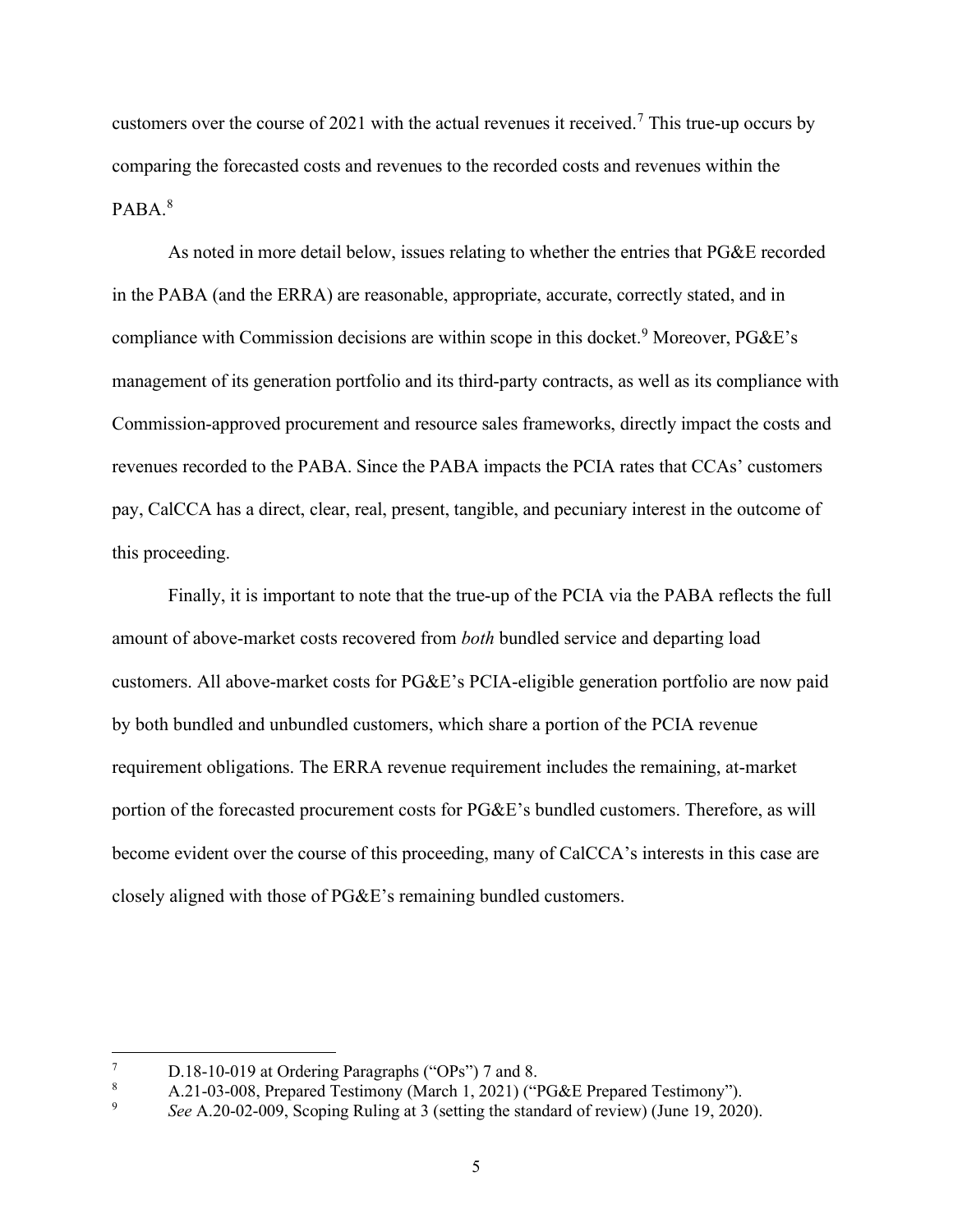customers over the course of 2021 with the actual revenues it received.[7] This true-up occurs by comparing the forecasted costs and revenues to the recorded costs and revenues within the PABA.[8]

As noted in more detail below, issues relating to whether the entries that PG&E recorded in the PABA (and the ERRA) are reasonable, appropriate, accurate, correctly stated, and in compliance with Commission decisions are within scope in this docket.[9] Moreover, PG&E's management of its generation portfolio and its third-party contracts, as well as its compliance with Commission-approved procurement and resource sales frameworks, directly impact the costs and revenues recorded to the PABA. Since the PABA impacts the PCIA rates that CCAs' customers pay, CalCCA has a direct, clear, real, present, tangible, and pecuniary interest in the outcome of this proceeding.

Finally, it is important to note that the true-up of the PCIA via the PABA reflects the full amount of above-market costs recovered from *both* bundled service and departing load customers. All above-market costs for PG&E's PCIA-eligible generation portfolio are now paid by both bundled and unbundled customers, which share a portion of the PCIA revenue requirement obligations. The ERRA revenue requirement includes the remaining, at-market portion of the forecasted procurement costs for PG&E's bundled customers. Therefore, as will become evident over the course of this proceeding, many of CalCCA's interests in this case are closely aligned with those of PG&E's remaining bundled customers.

---

[7] D.18-10-019 at Ordering Paragraphs ("OPs") 7 and 8.

[8] A.21-03-008, Prepared Testimony (March 1, 2021) ("PG&E Prepared Testimony").

[9] *See* A.20-02-009, Scoping Ruling at 3 (setting the standard of review) (June 19, 2020).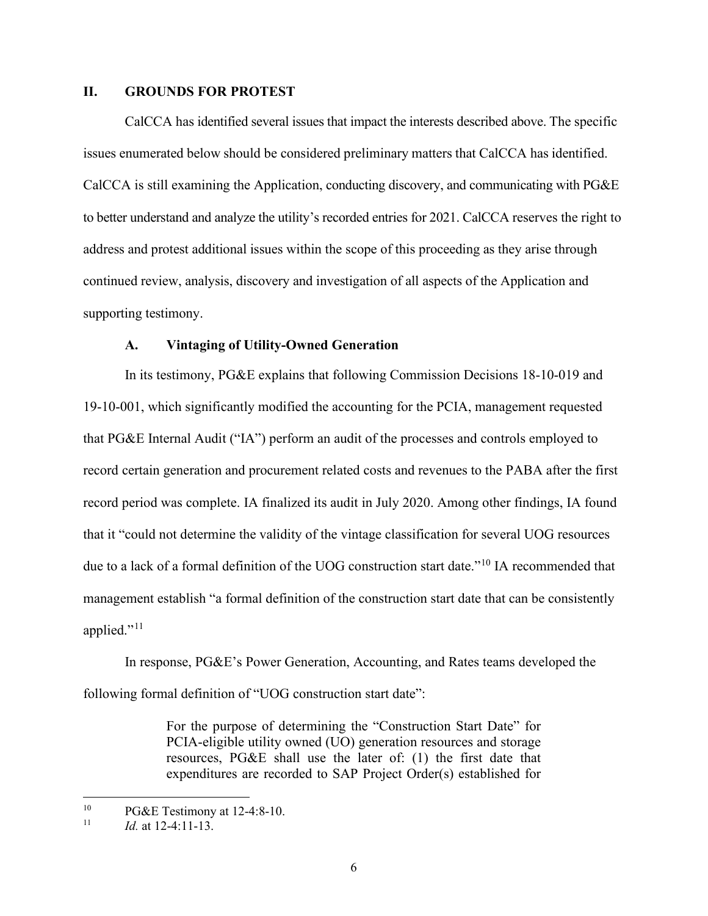## II. GROUNDS FOR PROTEST

CalCCA has identified several issues that impact the interests described above. The specific issues enumerated below should be considered preliminary matters that CalCCA has identified. CalCCA is still examining the Application, conducting discovery, and communicating with PG&E to better understand and analyze the utility's recorded entries for 2021. CalCCA reserves the right to address and protest additional issues within the scope of this proceeding as they arise through continued review, analysis, discovery and investigation of all aspects of the Application and supporting testimony.

### A. Vintaging of Utility-Owned Generation

In its testimony, PG&E explains that following Commission Decisions 18-10-019 and 19-10-001, which significantly modified the accounting for the PCIA, management requested that PG&E Internal Audit ("IA") perform an audit of the processes and controls employed to record certain generation and procurement related costs and revenues to the PABA after the first record period was complete. IA finalized its audit in July 2020. Among other findings, IA found that it "could not determine the validity of the vintage classification for several UOG resources due to a lack of a formal definition of the UOG construction start date."[10] IA recommended that management establish "a formal definition of the construction start date that can be consistently applied."[11]

In response, PG&E's Power Generation, Accounting, and Rates teams developed the following formal definition of "UOG construction start date":

> For the purpose of determining the "Construction Start Date" for PCIA-eligible utility owned (UO) generation resources and storage resources, PG&E shall use the later of: (1) the first date that expenditures are recorded to SAP Project Order(s) established for

---

[10] PG&E Testimony at 12-4:8-10.

[11] *Id.* at 12-4:11-13.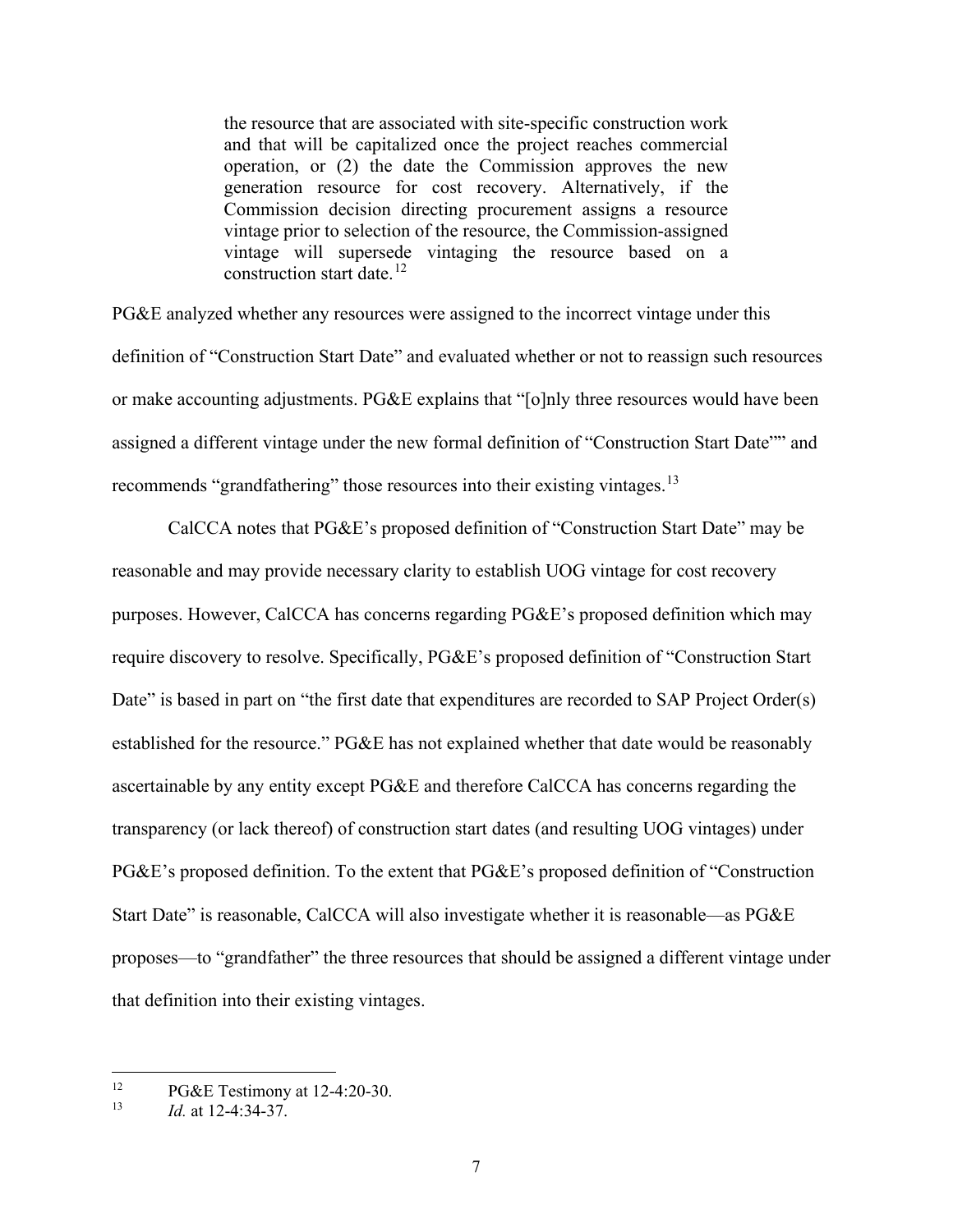> the resource that are associated with site-specific construction work and that will be capitalized once the project reaches commercial operation, or (2) the date the Commission approves the new generation resource for cost recovery. Alternatively, if the Commission decision directing procurement assigns a resource vintage prior to selection of the resource, the Commission-assigned vintage will supersede vintaging the resource based on a construction start date.[12]

PG&E analyzed whether any resources were assigned to the incorrect vintage under this definition of "Construction Start Date" and evaluated whether or not to reassign such resources or make accounting adjustments. PG&E explains that "[o]nly three resources would have been assigned a different vintage under the new formal definition of "Construction Start Date"" and recommends "grandfathering" those resources into their existing vintages.[13]

CalCCA notes that PG&E's proposed definition of "Construction Start Date" may be reasonable and may provide necessary clarity to establish UOG vintage for cost recovery purposes. However, CalCCA has concerns regarding PG&E's proposed definition which may require discovery to resolve. Specifically, PG&E's proposed definition of "Construction Start Date" is based in part on "the first date that expenditures are recorded to SAP Project Order(s) established for the resource." PG&E has not explained whether that date would be reasonably ascertainable by any entity except PG&E and therefore CalCCA has concerns regarding the transparency (or lack thereof) of construction start dates (and resulting UOG vintages) under PG&E's proposed definition. To the extent that PG&E's proposed definition of "Construction Start Date" is reasonable, CalCCA will also investigate whether it is reasonable—as PG&E proposes—to "grandfather" the three resources that should be assigned a different vintage under that definition into their existing vintages.

---

[12] PG&E Testimony at 12-4:20-30.

[13] *Id.* at 12-4:34-37.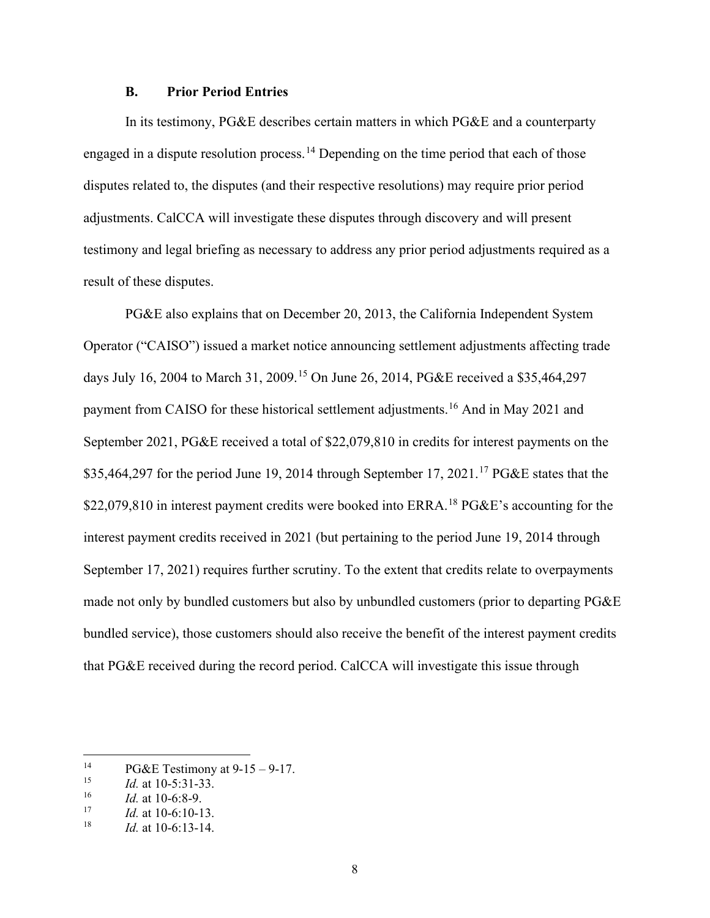### B. Prior Period Entries

In its testimony, PG&E describes certain matters in which PG&E and a counterparty engaged in a dispute resolution process.[14] Depending on the time period that each of those disputes related to, the disputes (and their respective resolutions) may require prior period adjustments. CalCCA will investigate these disputes through discovery and will present testimony and legal briefing as necessary to address any prior period adjustments required as a result of these disputes.

PG&E also explains that on December 20, 2013, the California Independent System Operator ("CAISO") issued a market notice announcing settlement adjustments affecting trade days July 16, 2004 to March 31, 2009.[15] On June 26, 2014, PG&E received a $35,464,297 payment from CAISO for these historical settlement adjustments.[16] And in May 2021 and September 2021, PG&E received a total of $22,079,810 in credits for interest payments on the $35,464,297 for the period June 19, 2014 through September 17, 2021.[17] PG&E states that the $22,079,810 in interest payment credits were booked into ERRA.[18] PG&E's accounting for the interest payment credits received in 2021 (but pertaining to the period June 19, 2014 through September 17, 2021) requires further scrutiny. To the extent that credits relate to overpayments made not only by bundled customers but also by unbundled customers (prior to departing PG&E bundled service), those customers should also receive the benefit of the interest payment credits that PG&E received during the record period. CalCCA will investigate this issue through

---

[14] PG&E Testimony at 9-15 – 9-17.

[15] *Id.* at 10-5:31-33.

[16] *Id.* at 10-6:8-9.

[17] *Id.* at 10-6:10-13.

[18] *Id.* at 10-6:13-14.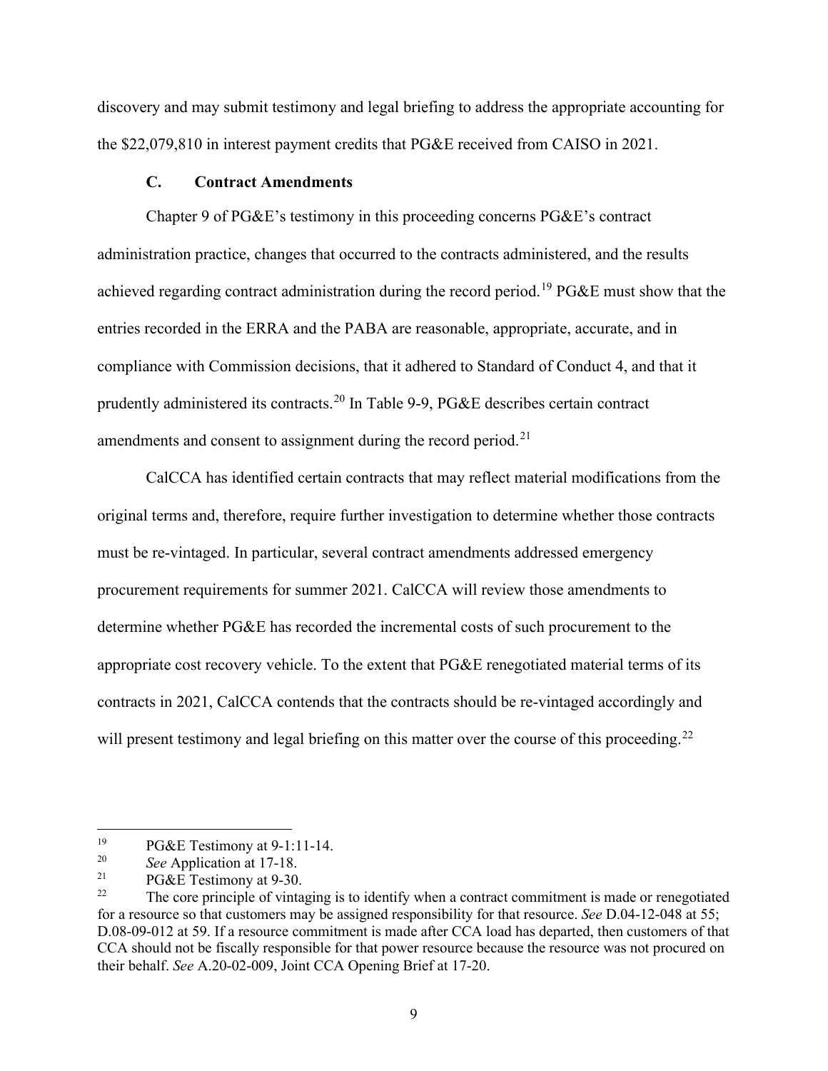discovery and may submit testimony and legal briefing to address the appropriate accounting for the $22,079,810 in interest payment credits that PG&E received from CAISO in 2021.

### C. Contract Amendments

Chapter 9 of PG&E's testimony in this proceeding concerns PG&E's contract administration practice, changes that occurred to the contracts administered, and the results achieved regarding contract administration during the record period.[19] PG&E must show that the entries recorded in the ERRA and the PABA are reasonable, appropriate, accurate, and in compliance with Commission decisions, that it adhered to Standard of Conduct 4, and that it prudently administered its contracts.[20] In Table 9-9, PG&E describes certain contract amendments and consent to assignment during the record period.[21]

CalCCA has identified certain contracts that may reflect material modifications from the original terms and, therefore, require further investigation to determine whether those contracts must be re-vintaged. In particular, several contract amendments addressed emergency procurement requirements for summer 2021. CalCCA will review those amendments to determine whether PG&E has recorded the incremental costs of such procurement to the appropriate cost recovery vehicle. To the extent that PG&E renegotiated material terms of its contracts in 2021, CalCCA contends that the contracts should be re-vintaged accordingly and will present testimony and legal briefing on this matter over the course of this proceeding.[22]

---

[19] PG&E Testimony at 9-1:11-14.

[20] *See* Application at 17-18.

[21] PG&E Testimony at 9-30.

[22] The core principle of vintaging is to identify when a contract commitment is made or renegotiated for a resource so that customers may be assigned responsibility for that resource. *See* D.04-12-048 at 55; D.08-09-012 at 59. If a resource commitment is made after CCA load has departed, then customers of that CCA should not be fiscally responsible for that power resource because the resource was not procured on their behalf. *See* A.20-02-009, Joint CCA Opening Brief at 17-20.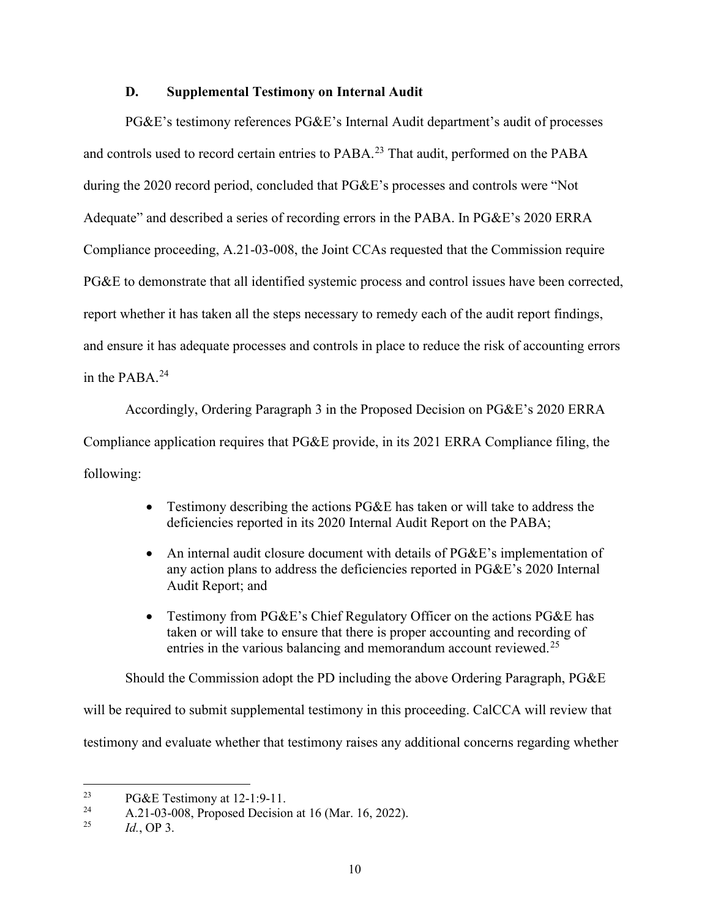### D. Supplemental Testimony on Internal Audit

PG&E's testimony references PG&E's Internal Audit department's audit of processes and controls used to record certain entries to PABA.[23] That audit, performed on the PABA during the 2020 record period, concluded that PG&E's processes and controls were "Not Adequate" and described a series of recording errors in the PABA. In PG&E's 2020 ERRA Compliance proceeding, A.21-03-008, the Joint CCAs requested that the Commission require PG&E to demonstrate that all identified systemic process and control issues have been corrected, report whether it has taken all the steps necessary to remedy each of the audit report findings, and ensure it has adequate processes and controls in place to reduce the risk of accounting errors in the PABA.[24]

Accordingly, Ordering Paragraph 3 in the Proposed Decision on PG&E's 2020 ERRA Compliance application requires that PG&E provide, in its 2021 ERRA Compliance filing, the following:

- Testimony describing the actions PG&E has taken or will take to address the deficiencies reported in its 2020 Internal Audit Report on the PABA;
- An internal audit closure document with details of PG&E's implementation of any action plans to address the deficiencies reported in PG&E's 2020 Internal Audit Report; and
- Testimony from PG&E's Chief Regulatory Officer on the actions PG&E has taken or will take to ensure that there is proper accounting and recording of entries in the various balancing and memorandum account reviewed.[25]

Should the Commission adopt the PD including the above Ordering Paragraph, PG&E will be required to submit supplemental testimony in this proceeding. CalCCA will review that testimony and evaluate whether that testimony raises any additional concerns regarding whether

---

[23] PG&E Testimony at 12-1:9-11.

[24] A.21-03-008, Proposed Decision at 16 (Mar. 16, 2022).

[25] *Id.*, OP 3.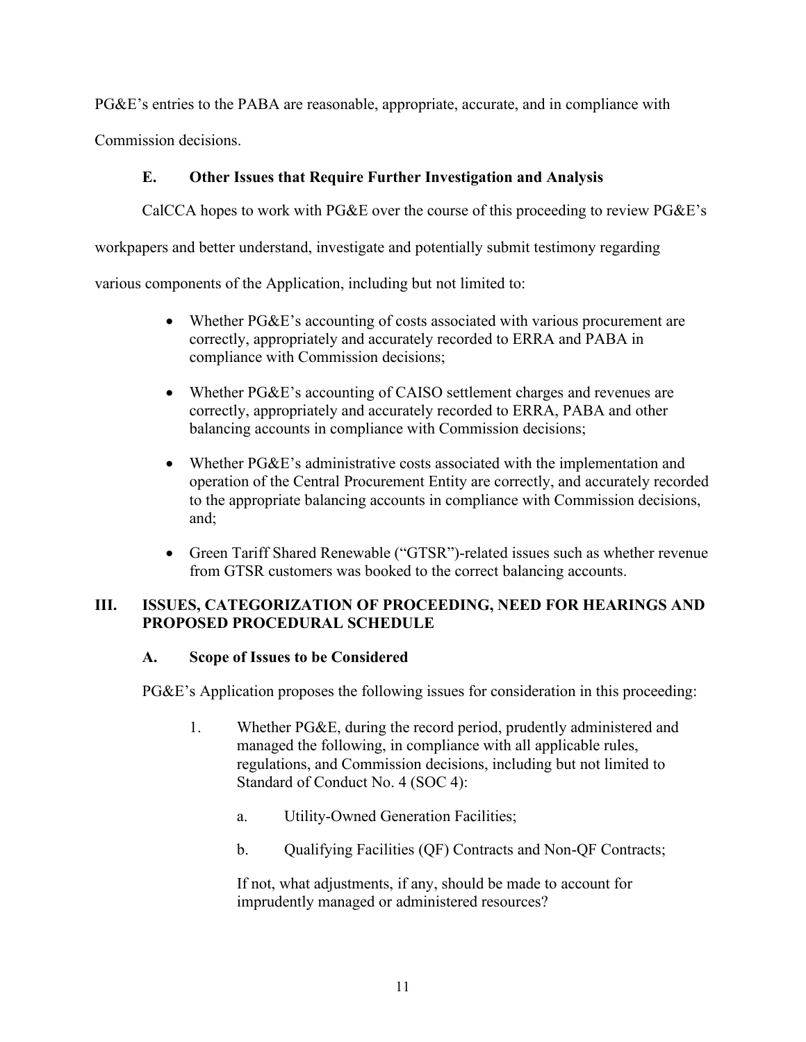PG&E's entries to the PABA are reasonable, appropriate, accurate, and in compliance with Commission decisions.

### E. Other Issues that Require Further Investigation and Analysis

CalCCA hopes to work with PG&E over the course of this proceeding to review PG&E's workpapers and better understand, investigate and potentially submit testimony regarding various components of the Application, including but not limited to:

- Whether PG&E's accounting of costs associated with various procurement are correctly, appropriately and accurately recorded to ERRA and PABA in compliance with Commission decisions;
- Whether PG&E's accounting of CAISO settlement charges and revenues are correctly, appropriately and accurately recorded to ERRA, PABA and other balancing accounts in compliance with Commission decisions;
- Whether PG&E's administrative costs associated with the implementation and operation of the Central Procurement Entity are correctly, and accurately recorded to the appropriate balancing accounts in compliance with Commission decisions, and;
- Green Tariff Shared Renewable ("GTSR")-related issues such as whether revenue from GTSR customers was booked to the correct balancing accounts.

## III. ISSUES, CATEGORIZATION OF PROCEEDING, NEED FOR HEARINGS AND PROPOSED PROCEDURAL SCHEDULE

### A. Scope of Issues to be Considered

PG&E's Application proposes the following issues for consideration in this proceeding:

1. Whether PG&E, during the record period, prudently administered and managed the following, in compliance with all applicable rules, regulations, and Commission decisions, including but not limited to Standard of Conduct No. 4 (SOC 4):

   a. Utility-Owned Generation Facilities;

   b. Qualifying Facilities (QF) Contracts and Non-QF Contracts;

   If not, what adjustments, if any, should be made to account for imprudently managed or administered resources?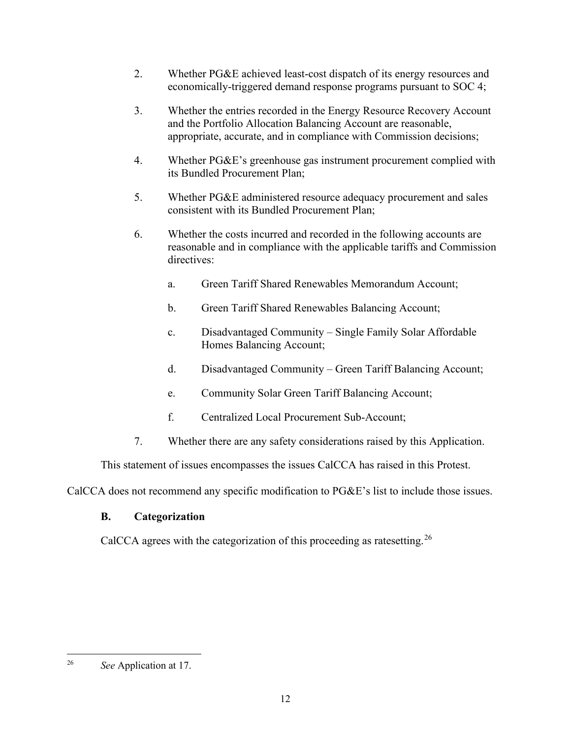2. Whether PG&E achieved least-cost dispatch of its energy resources and economically-triggered demand response programs pursuant to SOC 4;

3. Whether the entries recorded in the Energy Resource Recovery Account and the Portfolio Allocation Balancing Account are reasonable, appropriate, accurate, and in compliance with Commission decisions;

4. Whether PG&E's greenhouse gas instrument procurement complied with its Bundled Procurement Plan;

5. Whether PG&E administered resource adequacy procurement and sales consistent with its Bundled Procurement Plan;

6. Whether the costs incurred and recorded in the following accounts are reasonable and in compliance with the applicable tariffs and Commission directives:

   a. Green Tariff Shared Renewables Memorandum Account;

   b. Green Tariff Shared Renewables Balancing Account;

   c. Disadvantaged Community – Single Family Solar Affordable Homes Balancing Account;

   d. Disadvantaged Community – Green Tariff Balancing Account;

   e. Community Solar Green Tariff Balancing Account;

   f. Centralized Local Procurement Sub-Account;

7. Whether there are any safety considerations raised by this Application.

This statement of issues encompasses the issues CalCCA has raised in this Protest. CalCCA does not recommend any specific modification to PG&E's list to include those issues.

### B. Categorization

CalCCA agrees with the categorization of this proceeding as ratesetting.[26]

---

[26] *See* Application at 17.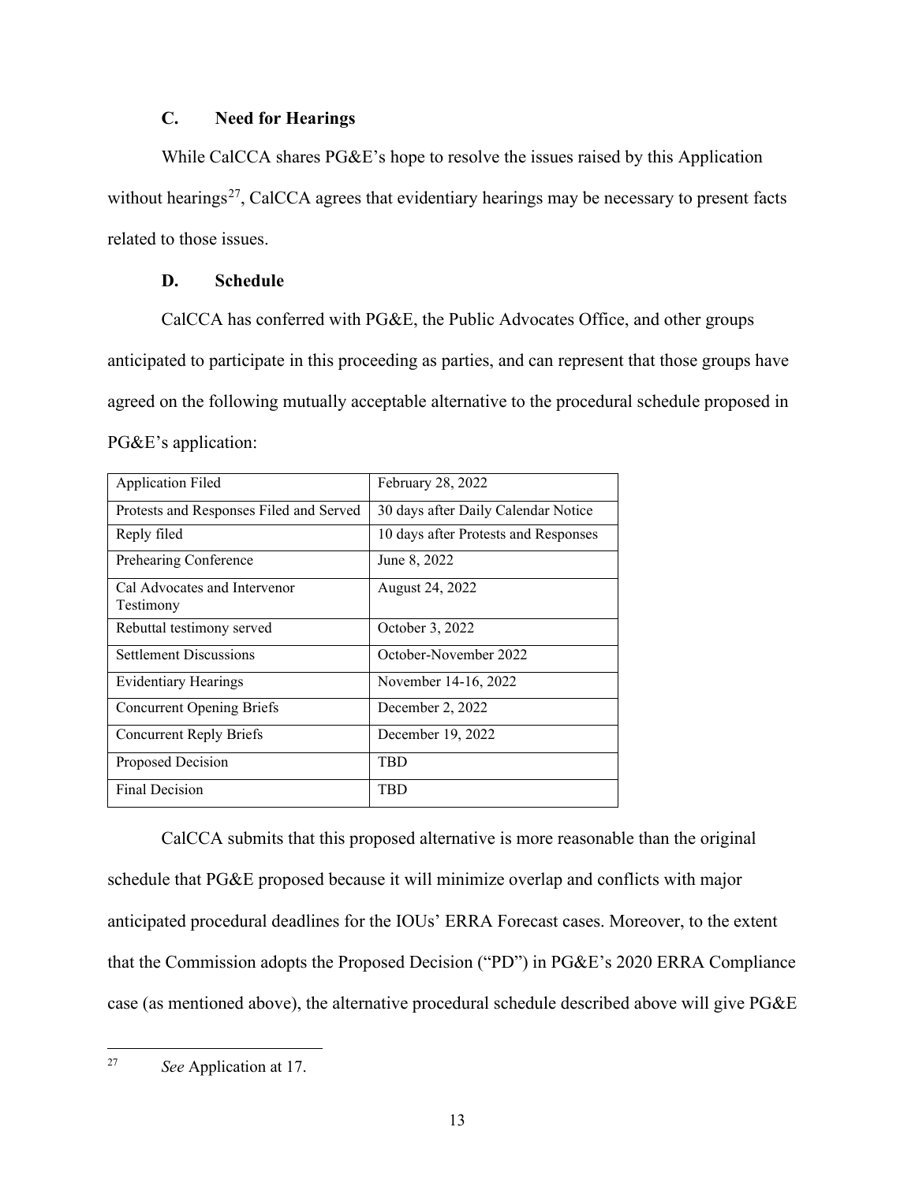### C. Need for Hearings

While CalCCA shares PG&E's hope to resolve the issues raised by this Application without hearings[27], CalCCA agrees that evidentiary hearings may be necessary to present facts related to those issues.

### D. Schedule

CalCCA has conferred with PG&E, the Public Advocates Office, and other groups anticipated to participate in this proceeding as parties, and can represent that those groups have agreed on the following mutually acceptable alternative to the procedural schedule proposed in PG&E's application:

| | |
|---|---|
| Application Filed | February 28, 2022 |
| Protests and Responses Filed and Served | 30 days after Daily Calendar Notice |
| Reply filed | 10 days after Protests and Responses |
| Prehearing Conference | June 8, 2022 |
| Cal Advocates and Intervenor Testimony | August 24, 2022 |
| Rebuttal testimony served | October 3, 2022 |
| Settlement Discussions | October-November 2022 |
| Evidentiary Hearings | November 14-16, 2022 |
| Concurrent Opening Briefs | December 2, 2022 |
| Concurrent Reply Briefs | December 19, 2022 |
| Proposed Decision | TBD |
| Final Decision | TBD |

CalCCA submits that this proposed alternative is more reasonable than the original schedule that PG&E proposed because it will minimize overlap and conflicts with major anticipated procedural deadlines for the IOUs' ERRA Forecast cases. Moreover, to the extent that the Commission adopts the Proposed Decision ("PD") in PG&E's 2020 ERRA Compliance case (as mentioned above), the alternative procedural schedule described above will give PG&E

---

[27] *See* Application at 17.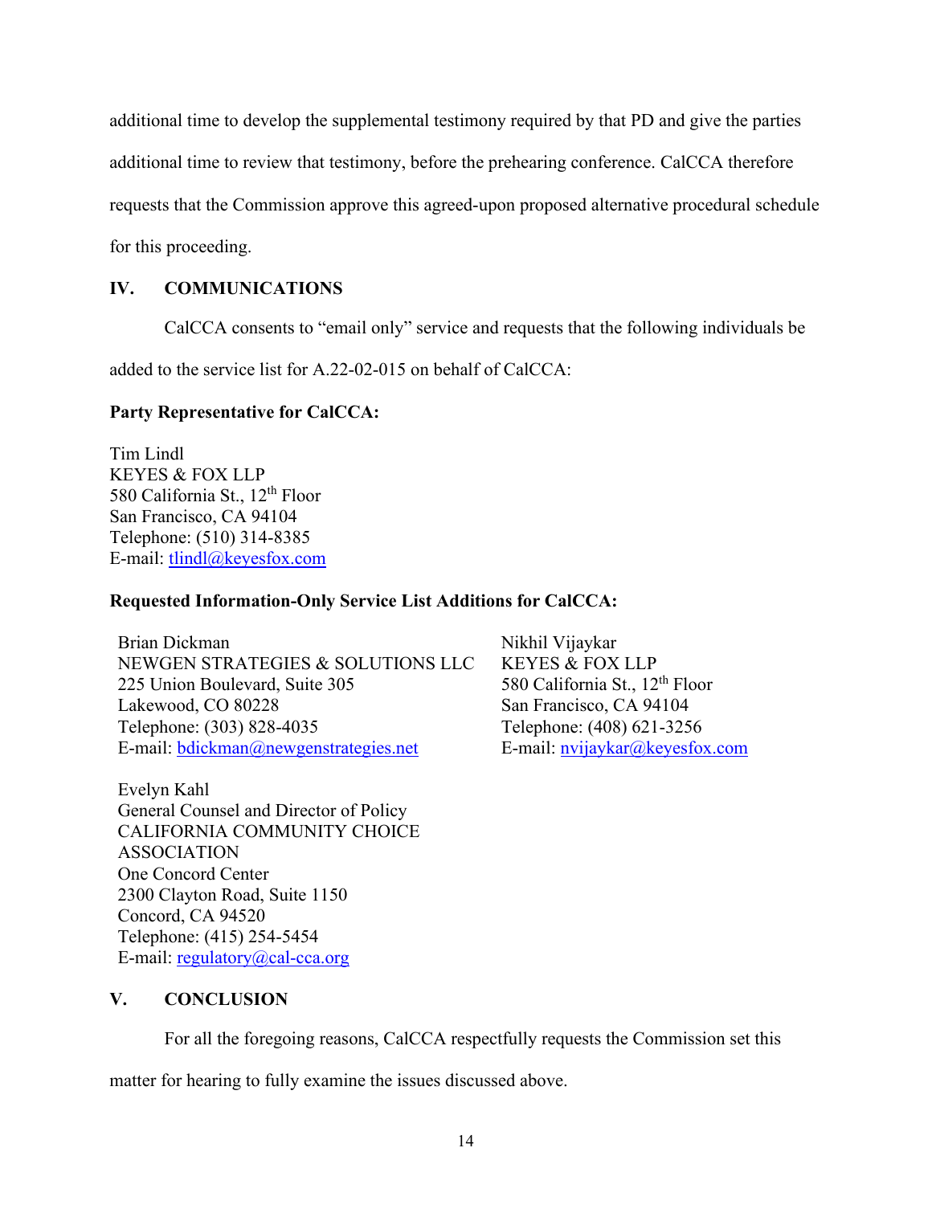additional time to develop the supplemental testimony required by that PD and give the parties additional time to review that testimony, before the prehearing conference. CalCCA therefore requests that the Commission approve this agreed-upon proposed alternative procedural schedule for this proceeding.

## IV. COMMUNICATIONS

CalCCA consents to "email only" service and requests that the following individuals be added to the service list for A.22-02-015 on behalf of CalCCA:

**Party Representative for CalCCA:**

Tim Lindl
KEYES & FOX LLP
580 California St., 12th Floor
San Francisco, CA 94104
Telephone: (510) 314-8385
E-mail: tlindl@keyesfox.com

**Requested Information-Only Service List Additions for CalCCA:**

Brian Dickman
NEWGEN STRATEGIES & SOLUTIONS LLC
225 Union Boulevard, Suite 305
Lakewood, CO 80228
Telephone: (303) 828-4035
E-mail: bdickman@newgenstrategies.net

Nikhil Vijaykar
KEYES & FOX LLP
580 California St., 12th Floor
San Francisco, CA 94104
Telephone: (408) 621-3256
E-mail: nvijaykar@keyesfox.com

Evelyn Kahl
General Counsel and Director of Policy
CALIFORNIA COMMUNITY CHOICE ASSOCIATION
One Concord Center
2300 Clayton Road, Suite 1150
Concord, CA 94520
Telephone: (415) 254-5454
E-mail: regulatory@cal-cca.org

## V. CONCLUSION

For all the foregoing reasons, CalCCA respectfully requests the Commission set this matter for hearing to fully examine the issues discussed above.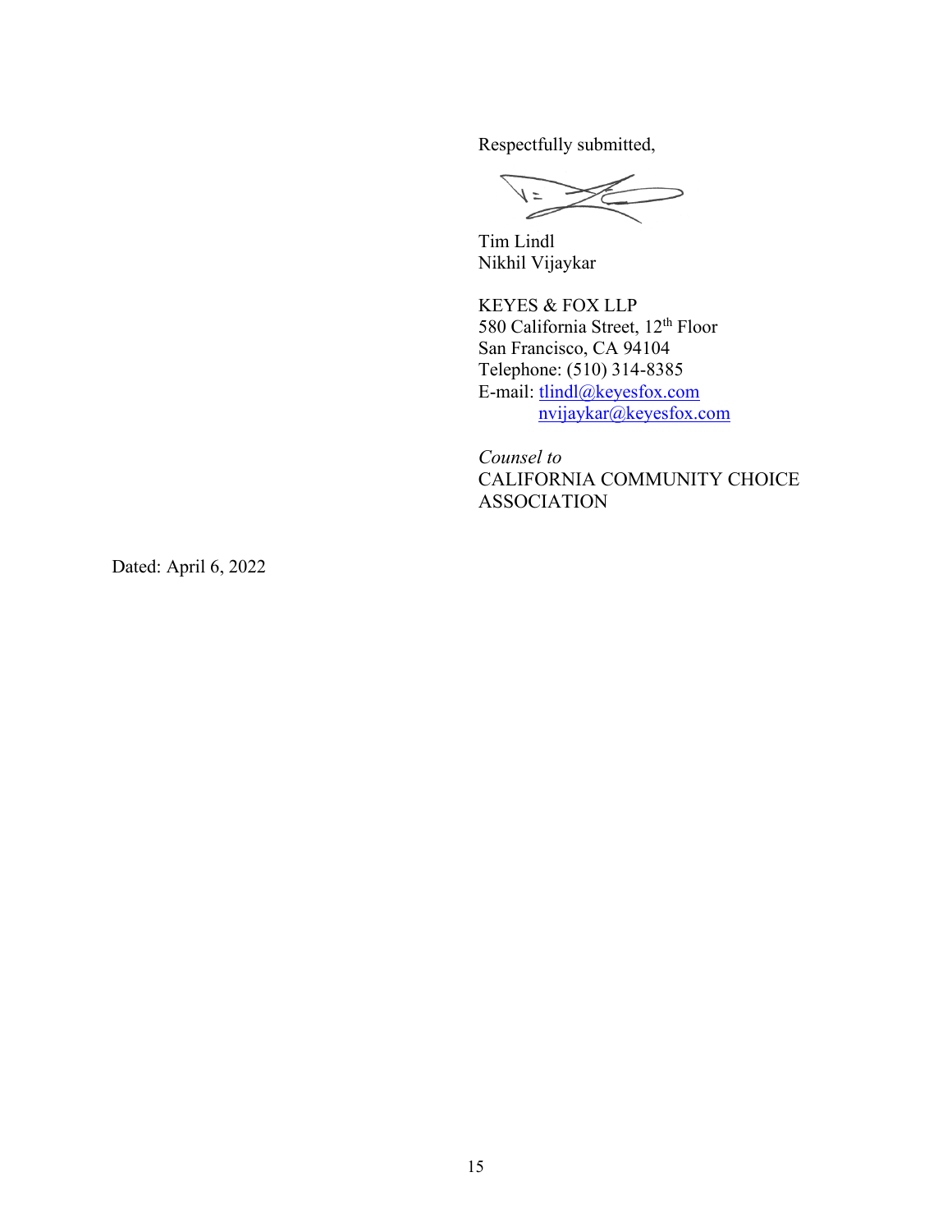Respectfully submitted,

Tim Lindl
Nikhil Vijaykar

KEYES & FOX LLP
580 California Street, 12th Floor
San Francisco, CA 94104
Telephone: (510) 314-8385
E-mail: tlindl@keyesfox.com
nvijaykar@keyesfox.com

*Counsel to*
CALIFORNIA COMMUNITY CHOICE ASSOCIATION

Dated: April 6, 2022